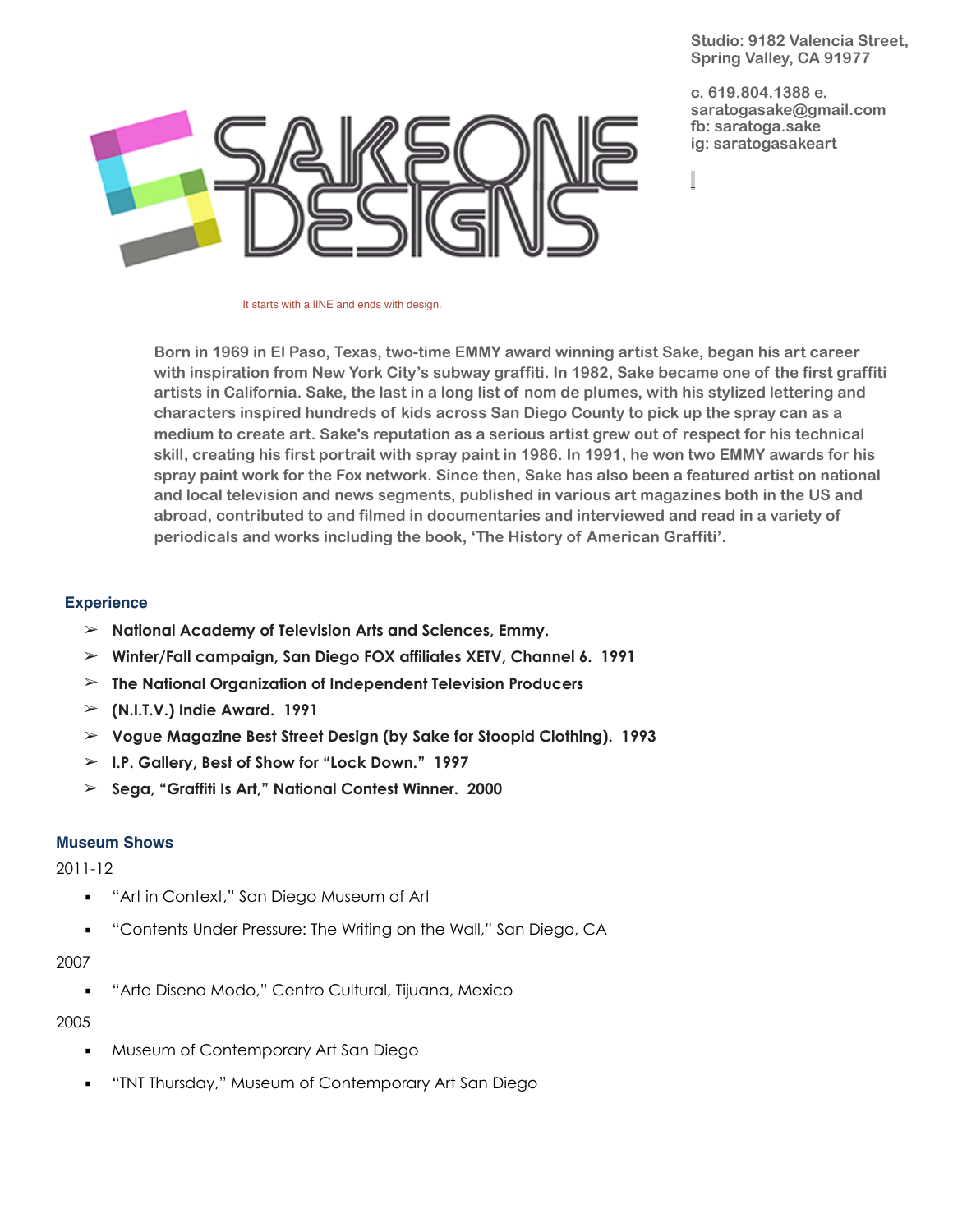Studio: 9182 Valencia Street,
Spring Valley, CA 91977

c. 619.804.1388 e. saratogasake@gmail.com
fb: saratoga.sake
ig: saratogasakeart

# SAKEONE DESIGNS

It starts with a lINE and ends with design.

**Born in 1969 in El Paso, Texas, two-time EMMY award winning artist Sake, began his art career with inspiration from New York City's subway graffiti. In 1982, Sake became one of the first graffiti artists in California. Sake, the last in a long list of nom de plumes, with his stylized lettering and characters inspired hundreds of kids across San Diego County to pick up the spray can as a medium to create art. Sake's reputation as a serious artist grew out of respect for his technical skill, creating his first portrait with spray paint in 1986. In 1991, he won two EMMY awards for his spray paint work for the Fox network. Since then, Sake has also been a featured artist on national and local television and news segments, published in various art magazines both in the US and abroad, contributed to and filmed in documentaries and interviewed and read in a variety of periodicals and works including the book, 'The History of American Graffiti'.**

## Experience

- **National Academy of Television Arts and Sciences, Emmy.**
- **Winter/Fall campaign, San Diego FOX affiliates XETV, Channel 6. 1991**
- **The National Organization of Independent Television Producers**
- **(N.I.T.V.) Indie Award. 1991**
- **Vogue Magazine Best Street Design (by Sake for Stoopid Clothing). 1993**
- **I.P. Gallery, Best of Show for "Lock Down." 1997**
- **Sega, "Graffiti Is Art," National Contest Winner. 2000**

## Museum Shows

2011-12

- "Art in Context," San Diego Museum of Art
- "Contents Under Pressure: The Writing on the Wall," San Diego, CA

2007

- "Arte Diseno Modo," Centro Cultural, Tijuana, Mexico

2005

- Museum of Contemporary Art San Diego
- "TNT Thursday," Museum of Contemporary Art San Diego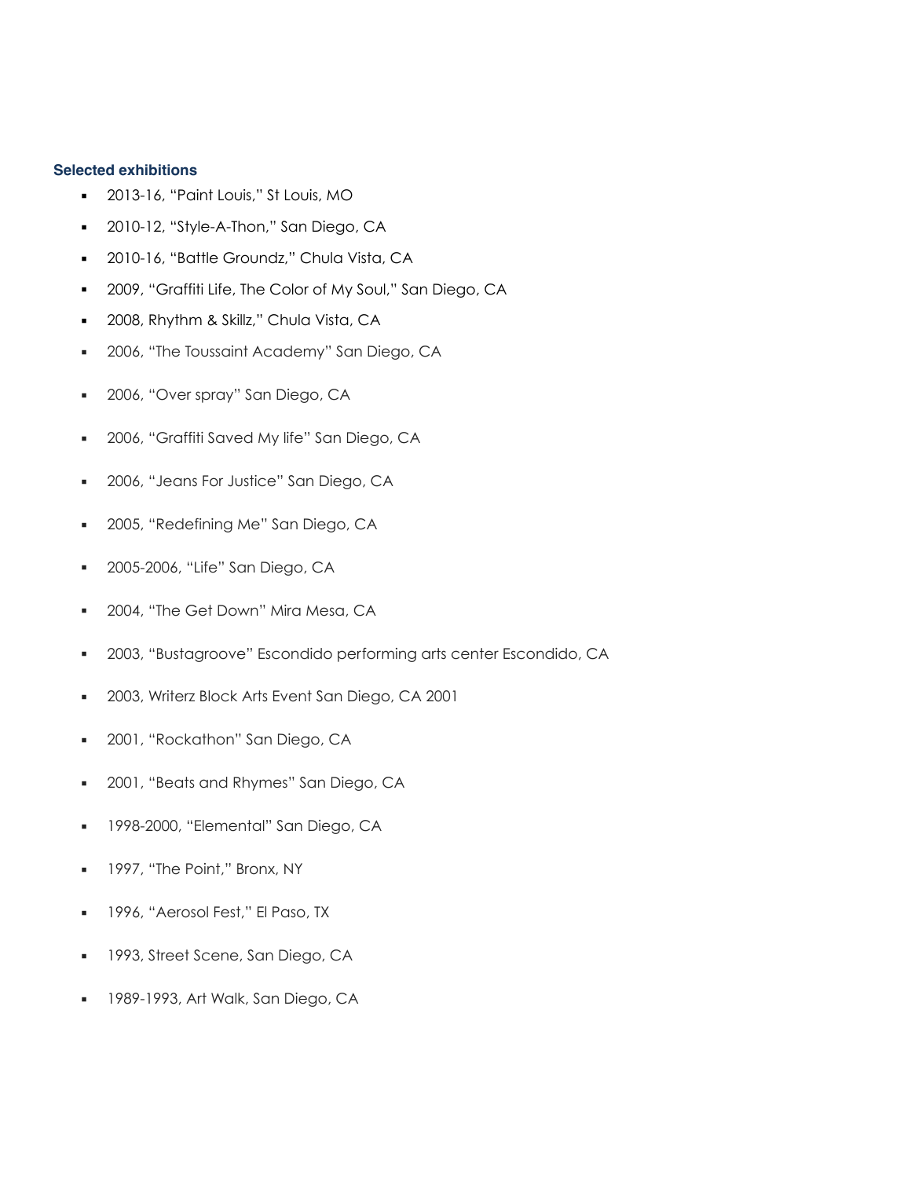### Selected exhibitions

- 2013-16, "Paint Louis," St Louis, MO
- 2010-12, "Style-A-Thon," San Diego, CA
- 2010-16, "Battle Groundz," Chula Vista, CA
- 2009, "Graffiti Life, The Color of My Soul," San Diego, CA
- 2008, Rhythm & Skillz," Chula Vista, CA
- 2006, "The Toussaint Academy" San Diego, CA
- 2006, "Over spray" San Diego, CA
- 2006, "Graffiti Saved My life" San Diego, CA
- 2006, "Jeans For Justice" San Diego, CA
- 2005, "Redefining Me" San Diego, CA
- 2005-2006, "Life" San Diego, CA
- 2004, "The Get Down" Mira Mesa, CA
- 2003, "Bustagroove" Escondido performing arts center Escondido, CA
- 2003, Writerz Block Arts Event San Diego, CA 2001
- 2001, "Rockathon" San Diego, CA
- 2001, "Beats and Rhymes" San Diego, CA
- 1998-2000, "Elemental" San Diego, CA
- 1997, "The Point," Bronx, NY
- 1996, "Aerosol Fest," El Paso, TX
- 1993, Street Scene, San Diego, CA
- 1989-1993, Art Walk, San Diego, CA